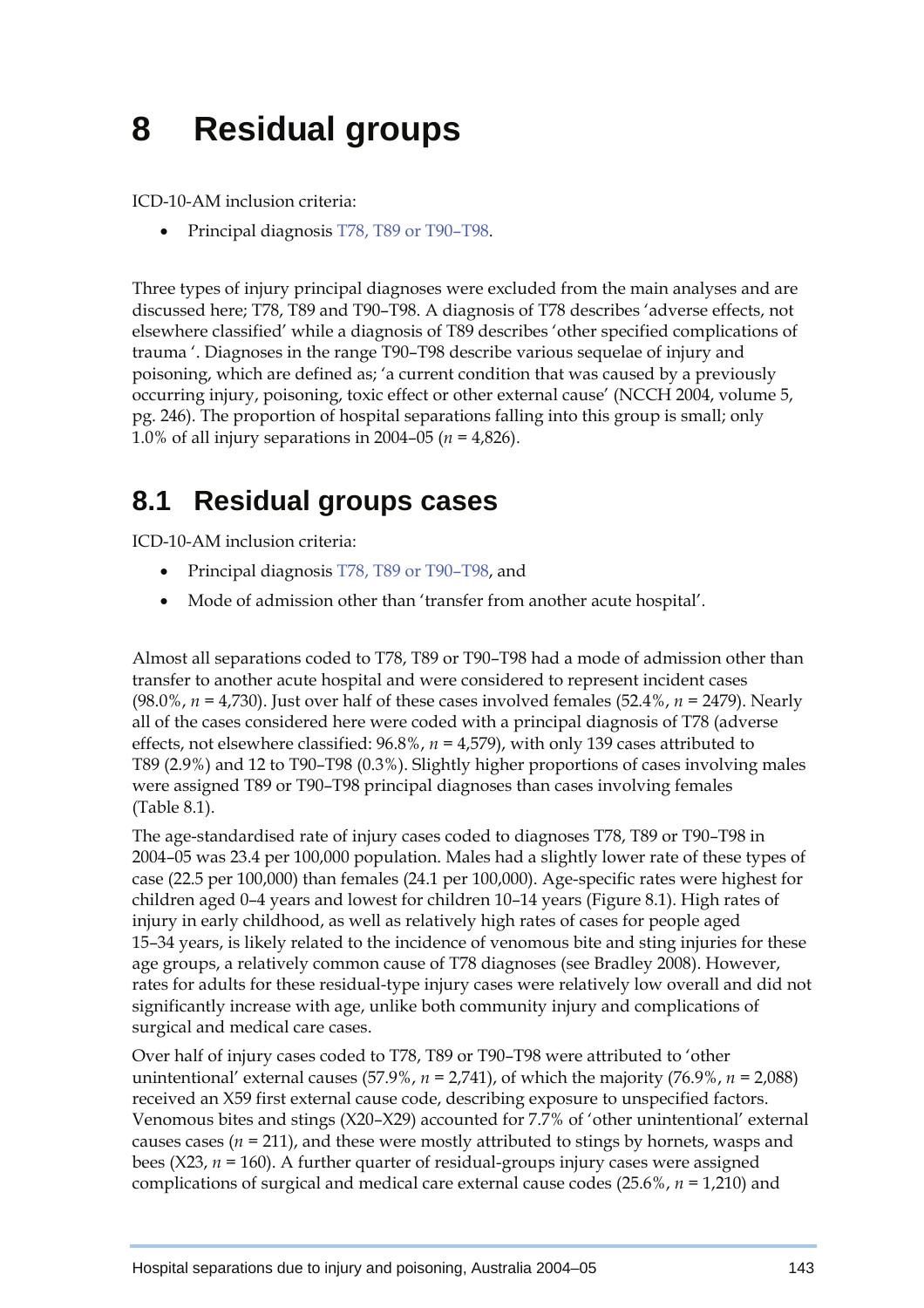# 8 Residual groups

ICD-10-AM inclusion criteria:

- Principal diagnosis T78, T89 or T90–T98.

Three types of injury principal diagnoses were excluded from the main analyses and are discussed here; T78, T89 and T90–T98. A diagnosis of T78 describes 'adverse effects, not elsewhere classified' while a diagnosis of T89 describes 'other specified complications of trauma '. Diagnoses in the range T90–T98 describe various sequelae of injury and poisoning, which are defined as; 'a current condition that was caused by a previously occurring injury, poisoning, toxic effect or other external cause' (NCCH 2004, volume 5, pg. 246). The proportion of hospital separations falling into this group is small; only 1.0% of all injury separations in 2004–05 (*n* = 4,826).

## 8.1 Residual groups cases

ICD-10-AM inclusion criteria:

- Principal diagnosis T78, T89 or T90–T98, and
- Mode of admission other than 'transfer from another acute hospital'.

Almost all separations coded to T78, T89 or T90–T98 had a mode of admission other than transfer to another acute hospital and were considered to represent incident cases (98.0%, *n* = 4,730). Just over half of these cases involved females (52.4%, *n* = 2479). Nearly all of the cases considered here were coded with a principal diagnosis of T78 (adverse effects, not elsewhere classified: 96.8%, *n* = 4,579), with only 139 cases attributed to T89 (2.9%) and 12 to T90–T98 (0.3%). Slightly higher proportions of cases involving males were assigned T89 or T90–T98 principal diagnoses than cases involving females (Table 8.1).

The age-standardised rate of injury cases coded to diagnoses T78, T89 or T90–T98 in 2004–05 was 23.4 per 100,000 population. Males had a slightly lower rate of these types of case (22.5 per 100,000) than females (24.1 per 100,000). Age-specific rates were highest for children aged 0–4 years and lowest for children 10–14 years (Figure 8.1). High rates of injury in early childhood, as well as relatively high rates of cases for people aged 15–34 years, is likely related to the incidence of venomous bite and sting injuries for these age groups, a relatively common cause of T78 diagnoses (see Bradley 2008). However, rates for adults for these residual-type injury cases were relatively low overall and did not significantly increase with age, unlike both community injury and complications of surgical and medical care cases.

Over half of injury cases coded to T78, T89 or T90–T98 were attributed to 'other unintentional' external causes (57.9%, *n* = 2,741), of which the majority (76.9%, *n* = 2,088) received an X59 first external cause code, describing exposure to unspecified factors. Venomous bites and stings (X20–X29) accounted for 7.7% of 'other unintentional' external causes cases (*n* = 211), and these were mostly attributed to stings by hornets, wasps and bees (X23, *n* = 160). A further quarter of residual-groups injury cases were assigned complications of surgical and medical care external cause codes (25.6%, *n* = 1,210) and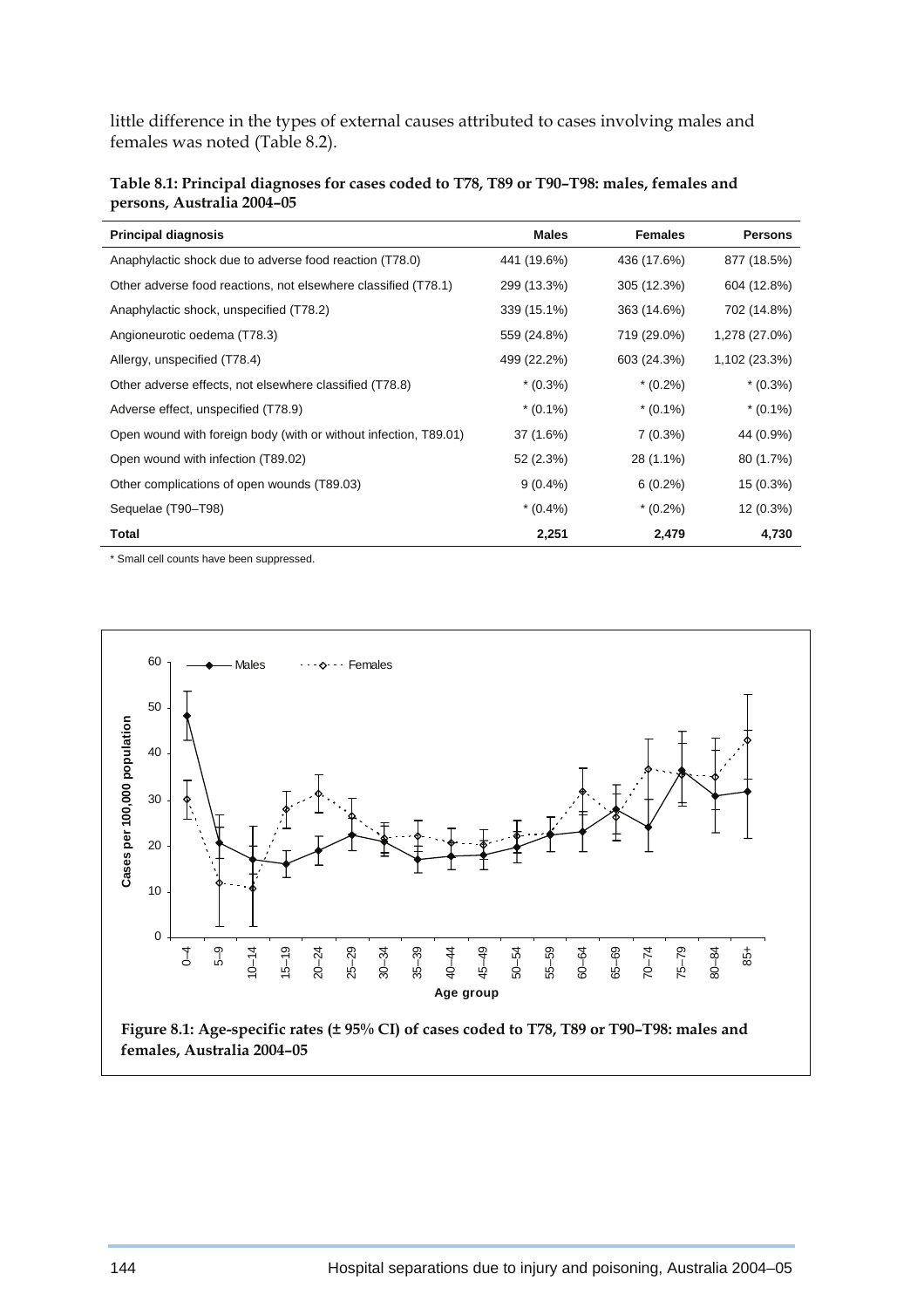little difference in the types of external causes attributed to cases involving males and females was noted (Table 8.2).

**Table 8.1: Principal diagnoses for cases coded to T78, T89 or T90–T98: males, females and persons, Australia 2004–05**

| Principal diagnosis | Males | Females | Persons |
|---|---|---|---|
| Anaphylactic shock due to adverse food reaction (T78.0) | 441 (19.6%) | 436 (17.6%) | 877 (18.5%) |
| Other adverse food reactions, not elsewhere classified (T78.1) | 299 (13.3%) | 305 (12.3%) | 604 (12.8%) |
| Anaphylactic shock, unspecified (T78.2) | 339 (15.1%) | 363 (14.6%) | 702 (14.8%) |
| Angioneurotic oedema (T78.3) | 559 (24.8%) | 719 (29.0%) | 1,278 (27.0%) |
| Allergy, unspecified (T78.4) | 499 (22.2%) | 603 (24.3%) | 1,102 (23.3%) |
| Other adverse effects, not elsewhere classified (T78.8) | * (0.3%) | * (0.2%) | * (0.3%) |
| Adverse effect, unspecified (T78.9) | * (0.1%) | * (0.1%) | * (0.1%) |
| Open wound with foreign body (with or without infection, T89.01) | 37 (1.6%) | 7 (0.3%) | 44 (0.9%) |
| Open wound with infection (T89.02) | 52 (2.3%) | 28 (1.1%) | 80 (1.7%) |
| Other complications of open wounds (T89.03) | 9 (0.4%) | 6 (0.2%) | 15 (0.3%) |
| Sequelae (T90–T98) | * (0.4%) | * (0.2%) | 12 (0.3%) |
| **Total** | **2,251** | **2,479** | **4,730** |

\* Small cell counts have been suppressed.

**Figure 8.1: Age-specific rates (± 95% CI) of cases coded to T78, T89 or T90–T98: males and females, Australia 2004–05**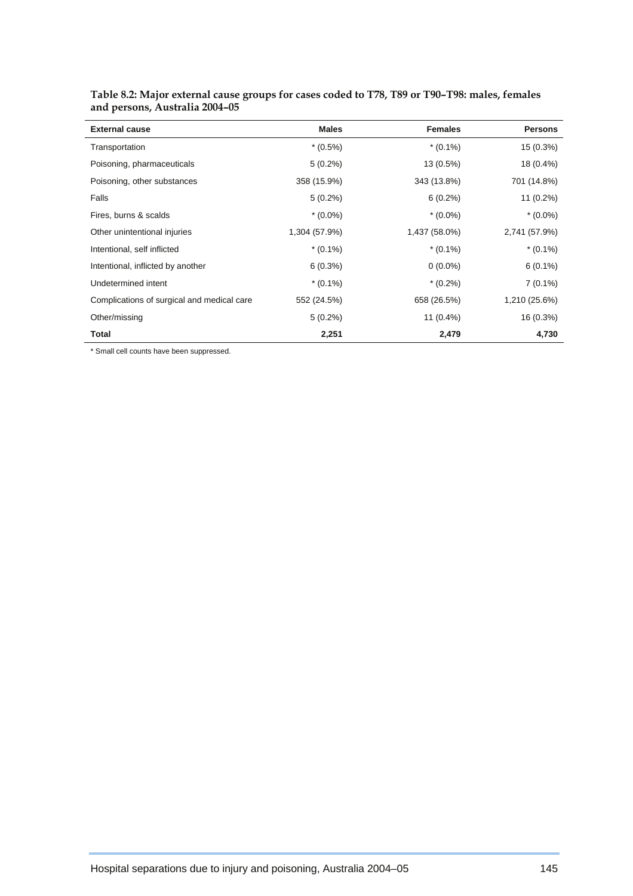**Table 8.2: Major external cause groups for cases coded to T78, T89 or T90–T98: males, females and persons, Australia 2004–05**

| External cause | Males | Females | Persons |
|---|---|---|---|
| Transportation | * (0.5%) | * (0.1%) | 15 (0.3%) |
| Poisoning, pharmaceuticals | 5 (0.2%) | 13 (0.5%) | 18 (0.4%) |
| Poisoning, other substances | 358 (15.9%) | 343 (13.8%) | 701 (14.8%) |
| Falls | 5 (0.2%) | 6 (0.2%) | 11 (0.2%) |
| Fires, burns & scalds | * (0.0%) | * (0.0%) | * (0.0%) |
| Other unintentional injuries | 1,304 (57.9%) | 1,437 (58.0%) | 2,741 (57.9%) |
| Intentional, self inflicted | * (0.1%) | * (0.1%) | * (0.1%) |
| Intentional, inflicted by another | 6 (0.3%) | 0 (0.0%) | 6 (0.1%) |
| Undetermined intent | * (0.1%) | * (0.2%) | 7 (0.1%) |
| Complications of surgical and medical care | 552 (24.5%) | 658 (26.5%) | 1,210 (25.6%) |
| Other/missing | 5 (0.2%) | 11 (0.4%) | 16 (0.3%) |
| **Total** | **2,251** | **2,479** | **4,730** |

* Small cell counts have been suppressed.